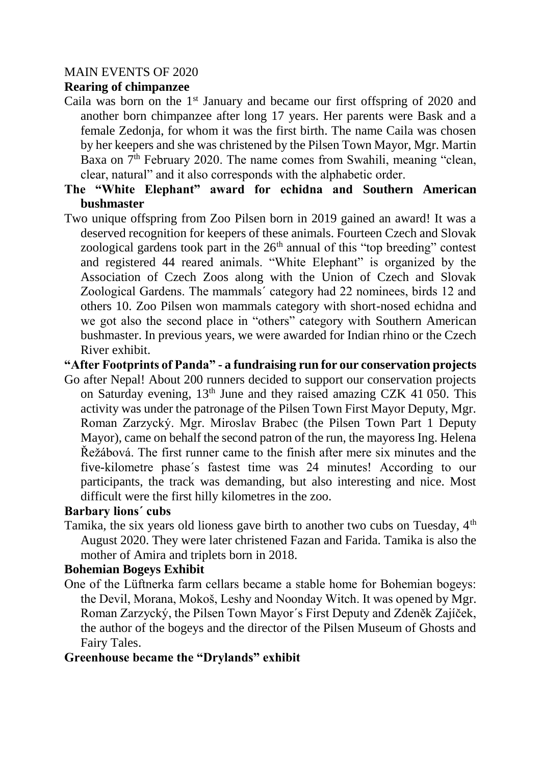MAIN EVENTS OF 2020

**Rearing of chimpanzee**

Caila was born on the 1st January and became our first offspring of 2020 and another born chimpanzee after long 17 years. Her parents were Bask and a female Zedonja, for whom it was the first birth. The name Caila was chosen by her keepers and she was christened by the Pilsen Town Mayor, Mgr. Martin Baxa on 7th February 2020. The name comes from Swahili, meaning "clean, clear, natural" and it also corresponds with the alphabetic order.

**The "White Elephant" award for echidna and Southern American bushmaster**

Two unique offspring from Zoo Pilsen born in 2019 gained an award! It was a deserved recognition for keepers of these animals. Fourteen Czech and Slovak zoological gardens took part in the 26th annual of this "top breeding" contest and registered 44 reared animals. "White Elephant" is organized by the Association of Czech Zoos along with the Union of Czech and Slovak Zoological Gardens. The mammals´ category had 22 nominees, birds 12 and others 10. Zoo Pilsen won mammals category with short-nosed echidna and we got also the second place in "others" category with Southern American bushmaster. In previous years, we were awarded for Indian rhino or the Czech River exhibit.

**"After Footprints of Panda" - a fundraising run for our conservation projects**

Go after Nepal! About 200 runners decided to support our conservation projects on Saturday evening, 13th June and they raised amazing CZK 41 050. This activity was under the patronage of the Pilsen Town First Mayor Deputy, Mgr. Roman Zarzycký. Mgr. Miroslav Brabec (the Pilsen Town Part 1 Deputy Mayor), came on behalf the second patron of the run, the mayoress Ing. Helena Řežábová. The first runner came to the finish after mere six minutes and the five-kilometre phase´s fastest time was 24 minutes! According to our participants, the track was demanding, but also interesting and nice. Most difficult were the first hilly kilometres in the zoo.

**Barbary lions´ cubs**

Tamika, the six years old lioness gave birth to another two cubs on Tuesday, 4th August 2020. They were later christened Fazan and Farida. Tamika is also the mother of Amira and triplets born in 2018.

**Bohemian Bogeys Exhibit**

One of the Lüftnerka farm cellars became a stable home for Bohemian bogeys: the Devil, Morana, Mokoš, Leshy and Noonday Witch. It was opened by Mgr. Roman Zarzycký, the Pilsen Town Mayor´s First Deputy and Zdeněk Zajíček, the author of the bogeys and the director of the Pilsen Museum of Ghosts and Fairy Tales.

**Greenhouse became the "Drylands" exhibit**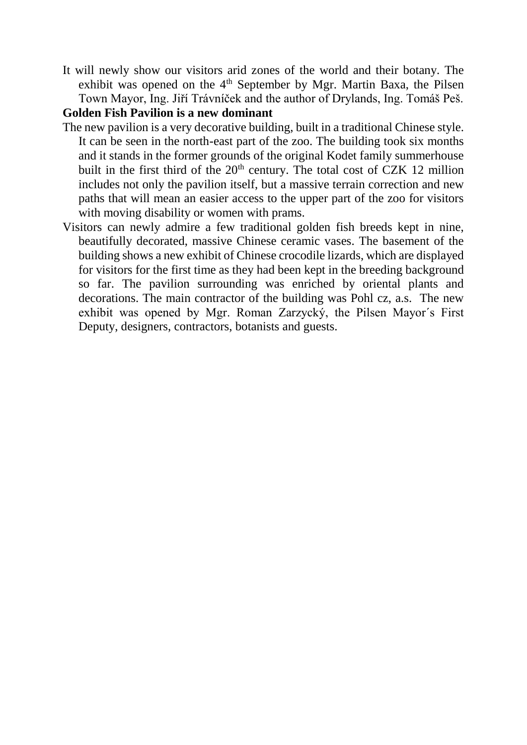It will newly show our visitors arid zones of the world and their botany. The exhibit was opened on the 4th September by Mgr. Martin Baxa, the Pilsen Town Mayor, Ing. Jiří Trávníček and the author of Drylands, Ing. Tomáš Peš.

**Golden Fish Pavilion is a new dominant**

The new pavilion is a very decorative building, built in a traditional Chinese style. It can be seen in the north-east part of the zoo. The building took six months and it stands in the former grounds of the original Kodet family summerhouse built in the first third of the 20th century. The total cost of CZK 12 million includes not only the pavilion itself, but a massive terrain correction and new paths that will mean an easier access to the upper part of the zoo for visitors with moving disability or women with prams.

Visitors can newly admire a few traditional golden fish breeds kept in nine, beautifully decorated, massive Chinese ceramic vases. The basement of the building shows a new exhibit of Chinese crocodile lizards, which are displayed for visitors for the first time as they had been kept in the breeding background so far. The pavilion surrounding was enriched by oriental plants and decorations. The main contractor of the building was Pohl cz, a.s. The new exhibit was opened by Mgr. Roman Zarzycký, the Pilsen Mayor´s First Deputy, designers, contractors, botanists and guests.